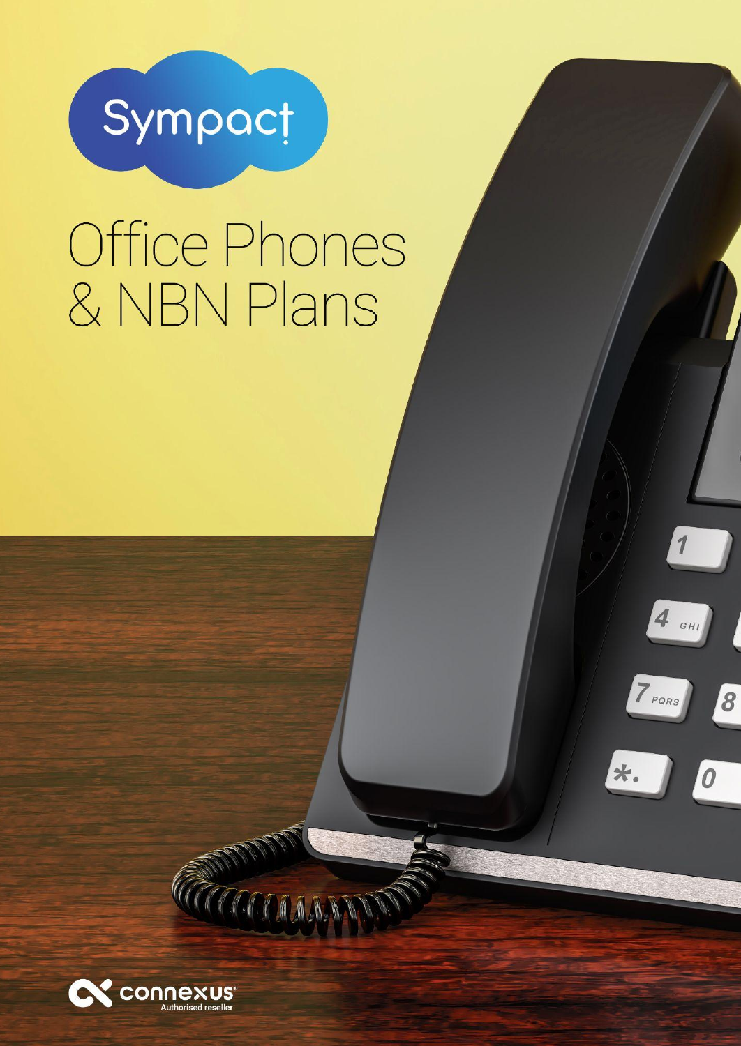Sympact

# Office Phones & NBN Plans

connexus
Authorised reseller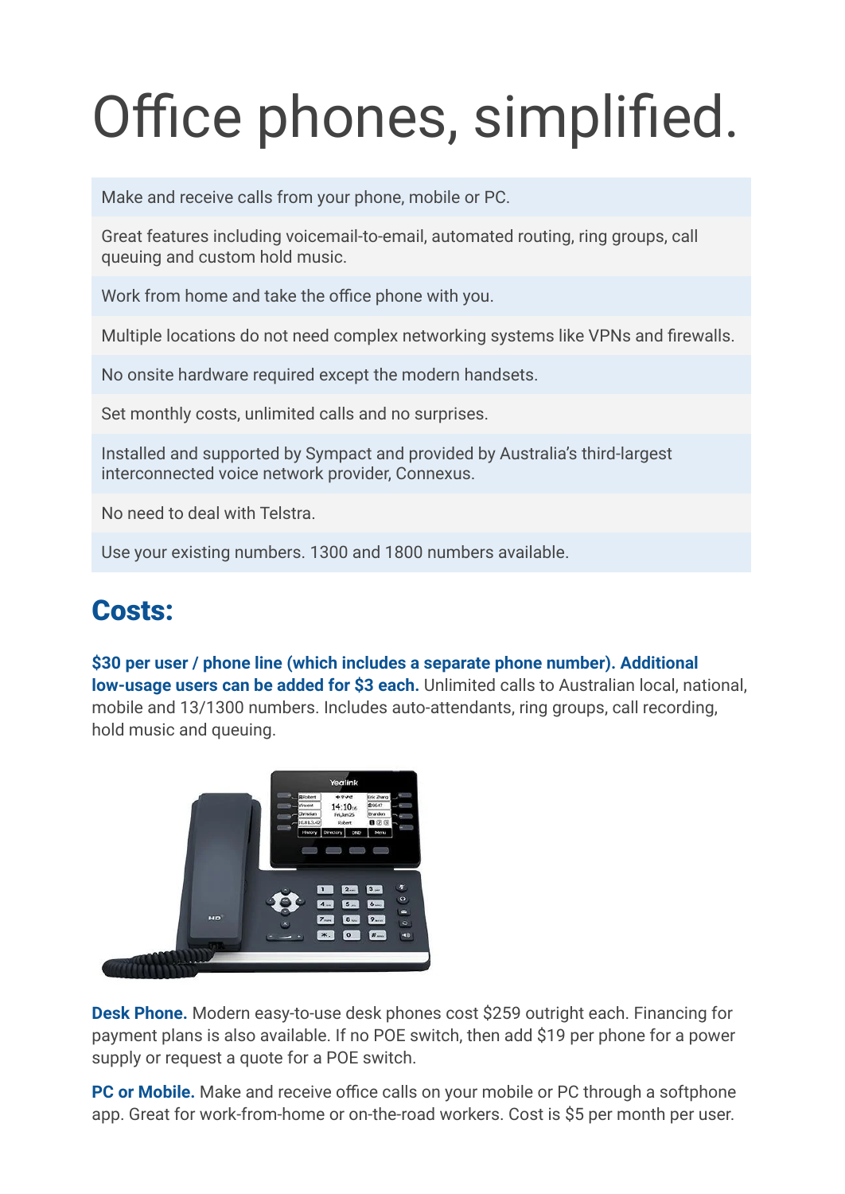# Office phones, simplified.

- Make and receive calls from your phone, mobile or PC.
- Great features including voicemail-to-email, automated routing, ring groups, call queuing and custom hold music.
- Work from home and take the office phone with you.
- Multiple locations do not need complex networking systems like VPNs and firewalls.
- No onsite hardware required except the modern handsets.
- Set monthly costs, unlimited calls and no surprises.
- Installed and supported by Sympact and provided by Australia's third-largest interconnected voice network provider, Connexus.
- No need to deal with Telstra.
- Use your existing numbers. 1300 and 1800 numbers available.

## Costs:

**$30 per user / phone line (which includes a separate phone number). Additional low-usage users can be added for $3 each.** Unlimited calls to Australian local, national, mobile and 13/1300 numbers. Includes auto-attendants, ring groups, call recording, hold music and queuing.

**Desk Phone.** Modern easy-to-use desk phones cost $259 outright each. Financing for payment plans is also available. If no POE switch, then add $19 per phone for a power supply or request a quote for a POE switch.

**PC or Mobile.** Make and receive office calls on your mobile or PC through a softphone app. Great for work-from-home or on-the-road workers. Cost is $5 per month per user.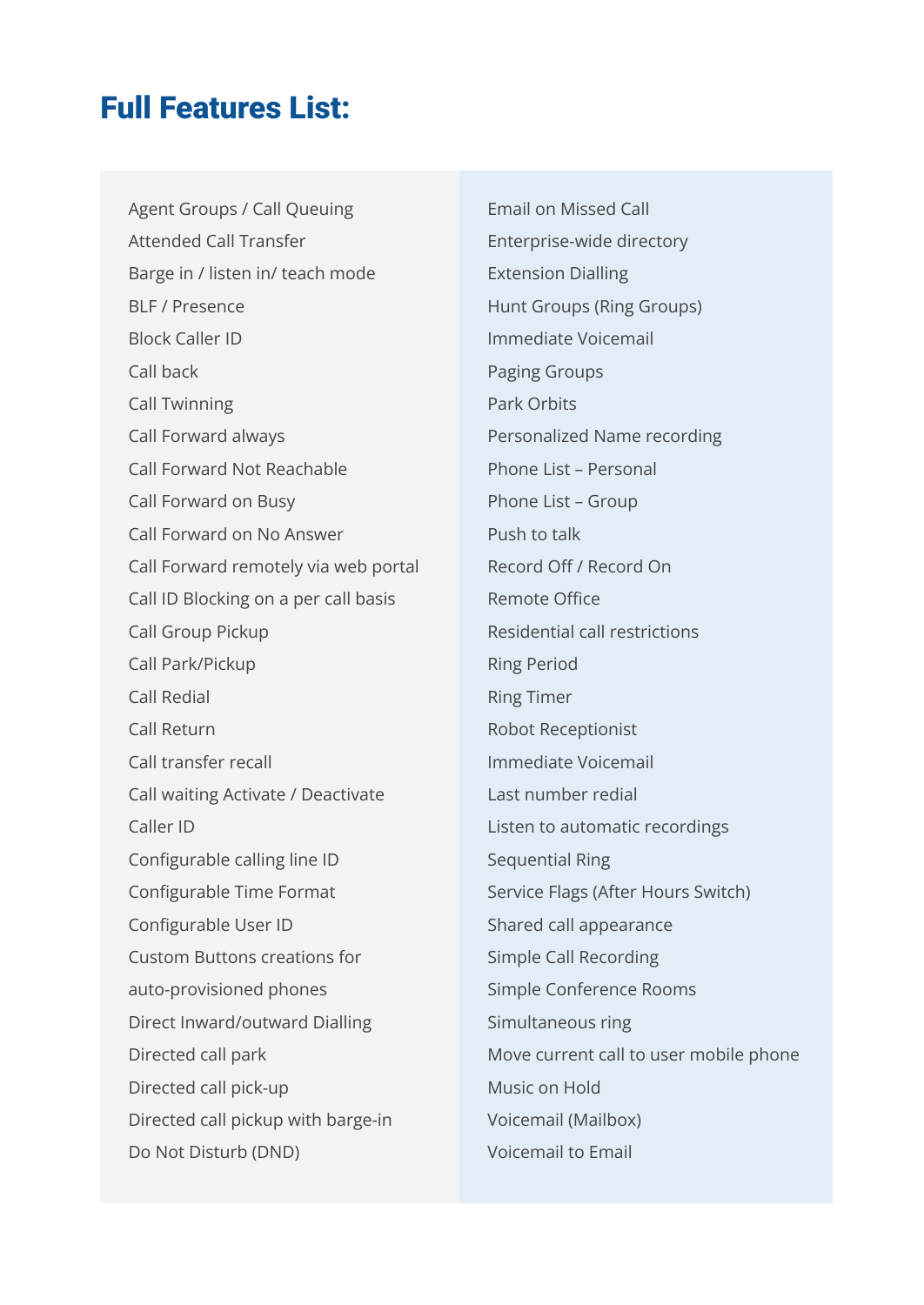## Full Features List:

- Agent Groups / Call Queuing
- Attended Call Transfer
- Barge in / listen in/ teach mode
- BLF / Presence
- Block Caller ID
- Call back
- Call Twinning
- Call Forward always
- Call Forward Not Reachable
- Call Forward on Busy
- Call Forward on No Answer
- Call Forward remotely via web portal
- Call ID Blocking on a per call basis
- Call Group Pickup
- Call Park/Pickup
- Call Redial
- Call Return
- Call transfer recall
- Call waiting Activate / Deactivate
- Caller ID
- Configurable calling line ID
- Configurable Time Format
- Configurable User ID
- Custom Buttons creations for auto-provisioned phones
- Direct Inward/outward Dialling
- Directed call park
- Directed call pick-up
- Directed call pickup with barge-in
- Do Not Disturb (DND)
- Email on Missed Call
- Enterprise-wide directory
- Extension Dialling
- Hunt Groups (Ring Groups)
- Immediate Voicemail
- Paging Groups
- Park Orbits
- Personalized Name recording
- Phone List – Personal
- Phone List – Group
- Push to talk
- Record Off / Record On
- Remote Office
- Residential call restrictions
- Ring Period
- Ring Timer
- Robot Receptionist
- Immediate Voicemail
- Last number redial
- Listen to automatic recordings
- Sequential Ring
- Service Flags (After Hours Switch)
- Shared call appearance
- Simple Call Recording
- Simple Conference Rooms
- Simultaneous ring
- Move current call to user mobile phone
- Music on Hold
- Voicemail (Mailbox)
- Voicemail to Email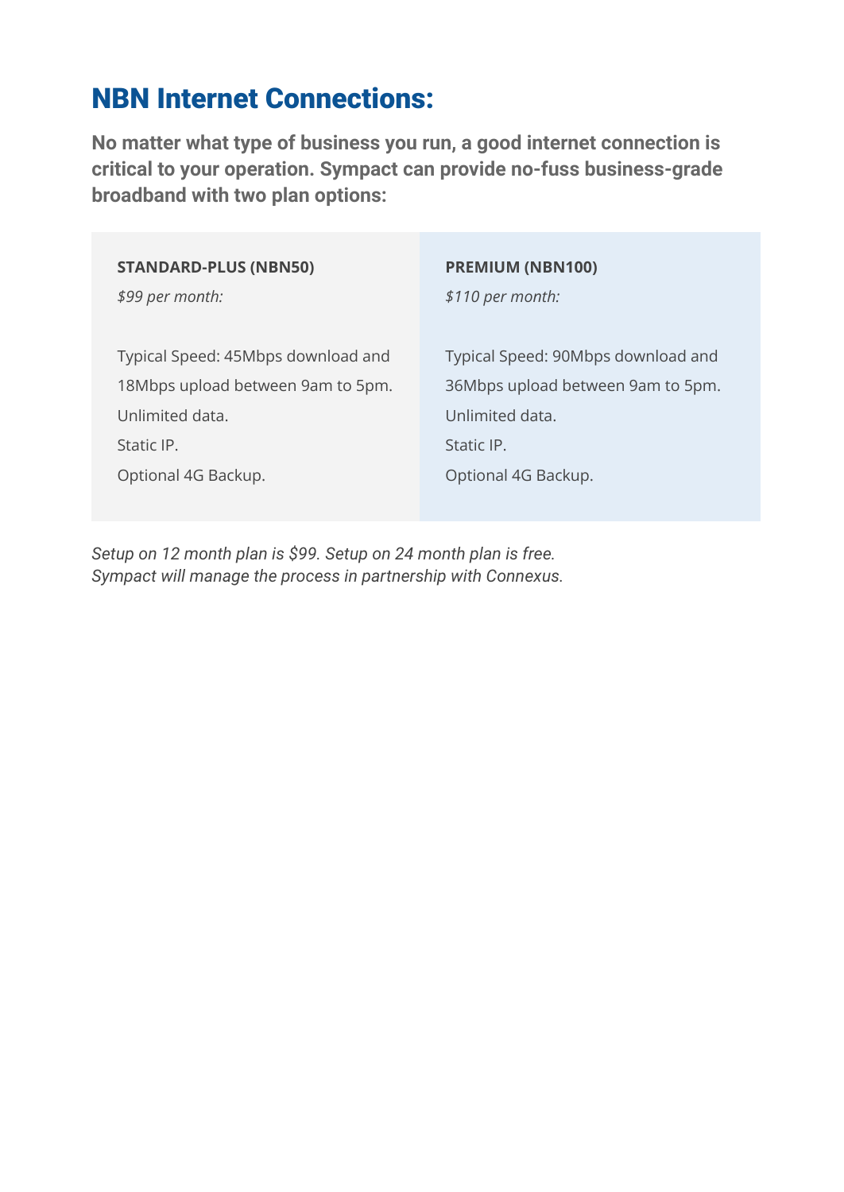## NBN Internet Connections:

**No matter what type of business you run, a good internet connection is critical to your operation. Sympact can provide no-fuss business-grade broadband with two plan options:**

| **STANDARD-PLUS (NBN50)** | **PREMIUM (NBN100)** |
|---|---|
| *$99 per month:* | *$110 per month:* |
| Typical Speed: 45Mbps download and 18Mbps upload between 9am to 5pm. | Typical Speed: 90Mbps download and 36Mbps upload between 9am to 5pm. |
| Unlimited data. | Unlimited data. |
| Static IP. | Static IP. |
| Optional 4G Backup. | Optional 4G Backup. |

*Setup on 12 month plan is $99. Setup on 24 month plan is free.*
*Sympact will manage the process in partnership with Connexus.*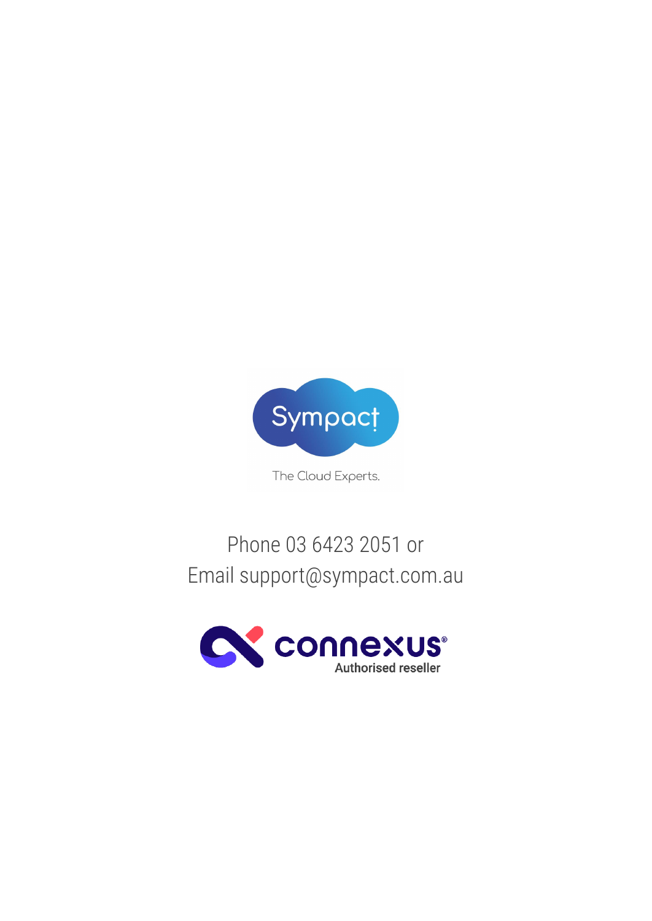Sympact

The Cloud Experts.

Phone 03 6423 2051 or
Email support@sympact.com.au

connexus®
Authorised reseller